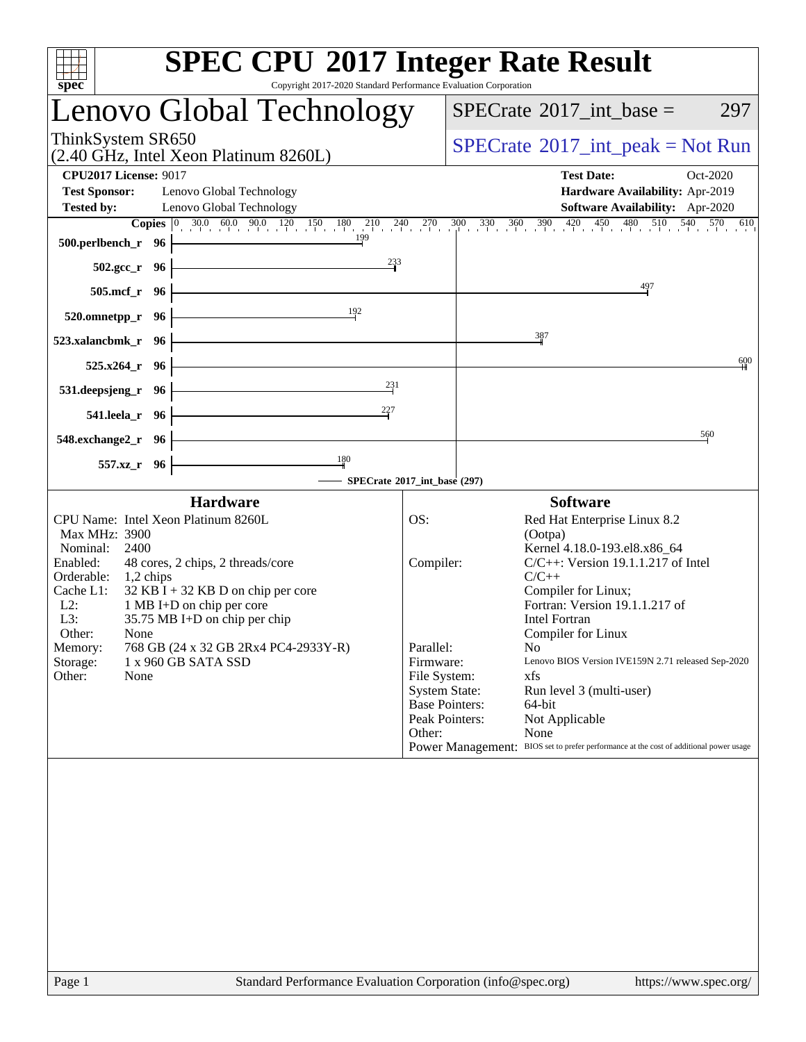# SPEC CPU 2017 Integer Rate Result

Copyright 2017-2020 Standard Performance Evaluation Corporation

## Lenovo Global Technology

ThinkSystem SR650
(2.40 GHz, Intel Xeon Platinum 8260L)

SPECrate 2017_int_base = 297

SPECrate 2017_int_peak = Not Run

**CPU2017 License:** 9017
**Test Sponsor:** Lenovo Global Technology
**Tested by:** Lenovo Global Technology

**Test Date:** Oct-2020
**Hardware Availability:** Apr-2019
**Software Availability:** Apr-2020

| Benchmark | Copies | SPECrate 2017_int_base |
|---|---|---|
| 500.perlbench_r | 96 | 199 |
| 502.gcc_r | 96 | 233 |
| 505.mcf_r | 96 | 497 |
| 520.omnetpp_r | 96 | 192 |
| 523.xalancbmk_r | 96 | 387 |
| 525.x264_r | 96 | 600 |
| 531.deepsjeng_r | 96 | 231 |
| 541.leela_r | 96 | 227 |
| 548.exchange2_r | 96 | 560 |
| 557.xz_r | 96 | 180 |

SPECrate 2017_int_base (297)

### Hardware

- CPU Name: Intel Xeon Platinum 8260L
- Max MHz: 3900
- Nominal: 2400
- Enabled: 48 cores, 2 chips, 2 threads/core
- Orderable: 1,2 chips
- Cache L1: 32 KB I + 32 KB D on chip per core
- L2: 1 MB I+D on chip per core
- L3: 35.75 MB I+D on chip per chip
- Other: None
- Memory: 768 GB (24 x 32 GB 2Rx4 PC4-2933Y-R)
- Storage: 1 x 960 GB SATA SSD
- Other: None

### Software

- OS: Red Hat Enterprise Linux 8.2 (Ootpa) Kernel 4.18.0-193.el8.x86_64
- Compiler: C/C++: Version 19.1.1.217 of Intel C/C++ Compiler for Linux; Fortran: Version 19.1.1.217 of Intel Fortran Compiler for Linux
- Parallel: No
- Firmware: Lenovo BIOS Version IVE159N 2.71 released Sep-2020
- File System: xfs
- System State: Run level 3 (multi-user)
- Base Pointers: 64-bit
- Peak Pointers: Not Applicable
- Other: None
- Power Management: BIOS set to prefer performance at the cost of additional power usage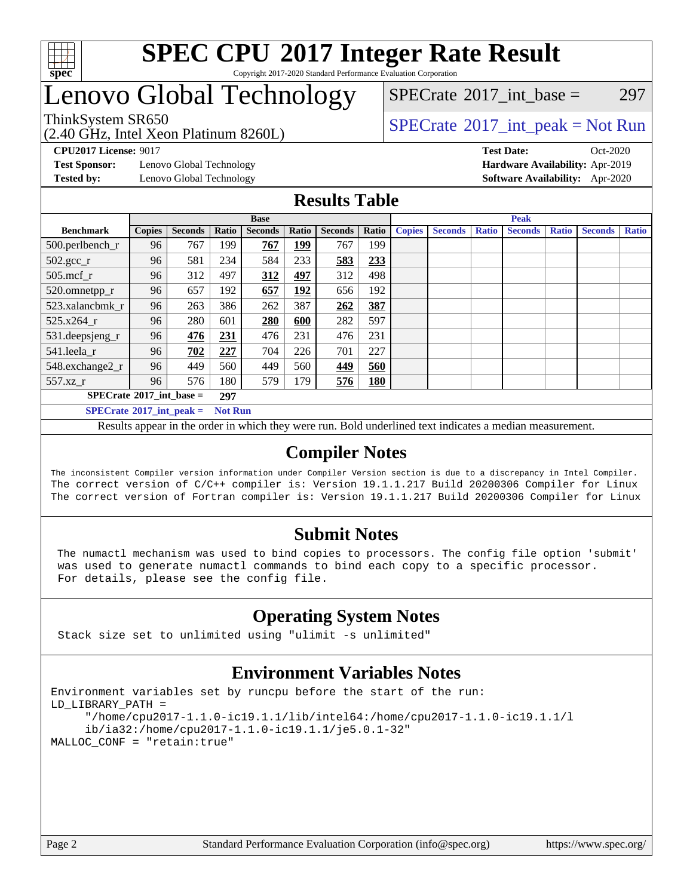# SPEC CPU 2017 Integer Rate Result

Copyright 2017-2020 Standard Performance Evaluation Corporation

# Lenovo Global Technology

ThinkSystem SR650
(2.40 GHz, Intel Xeon Platinum 8260L)

SPECrate 2017_int_base = 297

SPECrate 2017_int_peak = Not Run

**CPU2017 License:** 9017
**Test Sponsor:** Lenovo Global Technology
**Tested by:** Lenovo Global Technology

**Test Date:** Oct-2020
**Hardware Availability:** Apr-2019
**Software Availability:** Apr-2020

## Results Table

| Benchmark | Base | | | | | | | Peak | | | | | | |
|---|---|---|---|---|---|---|---|---|---|---|---|---|---|---|
| | Copies | Seconds | Ratio | Seconds | Ratio | Seconds | Ratio | Copies | Seconds | Ratio | Seconds | Ratio | Seconds | Ratio |
| 500.perlbench_r | 96 | 767 | 199 | **767** | **199** | 767 | 199 | | | | | | | |
| 502.gcc_r | 96 | 581 | 234 | 584 | 233 | **583** | **233** | | | | | | | |
| 505.mcf_r | 96 | 312 | 497 | **312** | **497** | 312 | 498 | | | | | | | |
| 520.omnetpp_r | 96 | 657 | 192 | **657** | **192** | 656 | 192 | | | | | | | |
| 523.xalancbmk_r | 96 | 263 | 386 | 262 | 387 | **262** | **387** | | | | | | | |
| 525.x264_r | 96 | 280 | 601 | **280** | **600** | 282 | 597 | | | | | | | |
| 531.deepsjeng_r | 96 | **476** | **231** | 476 | 231 | 476 | 231 | | | | | | | |
| 541.leela_r | 96 | **702** | **227** | 704 | 226 | 701 | 227 | | | | | | | |
| 548.exchange2_r | 96 | 449 | 560 | 449 | 560 | **449** | **560** | | | | | | | |
| 557.xz_r | 96 | 576 | 180 | 579 | 179 | **576** | **180** | | | | | | | |

**SPECrate 2017_int_base = 297**

**SPECrate 2017_int_peak = Not Run**

Results appear in the order in which they were run. Bold underlined text indicates a median measurement.

## Compiler Notes

The inconsistent Compiler version information under Compiler Version section is due to a discrepancy in Intel Compiler.
The correct version of C/C++ compiler is: Version 19.1.1.217 Build 20200306 Compiler for Linux
The correct version of Fortran compiler is: Version 19.1.1.217 Build 20200306 Compiler for Linux

## Submit Notes

The numactl mechanism was used to bind copies to processors. The config file option 'submit' was used to generate numactl commands to bind each copy to a specific processor.
For details, please see the config file.

## Operating System Notes

Stack size set to unlimited using "ulimit -s unlimited"

## Environment Variables Notes

```
Environment variables set by runcpu before the start of the run:
LD_LIBRARY_PATH =
     "/home/cpu2017-1.1.0-ic19.1.1/lib/intel64:/home/cpu2017-1.1.0-ic19.1.1/l
     ib/ia32:/home/cpu2017-1.1.0-ic19.1.1/je5.0.1-32"
MALLOC_CONF = "retain:true"
```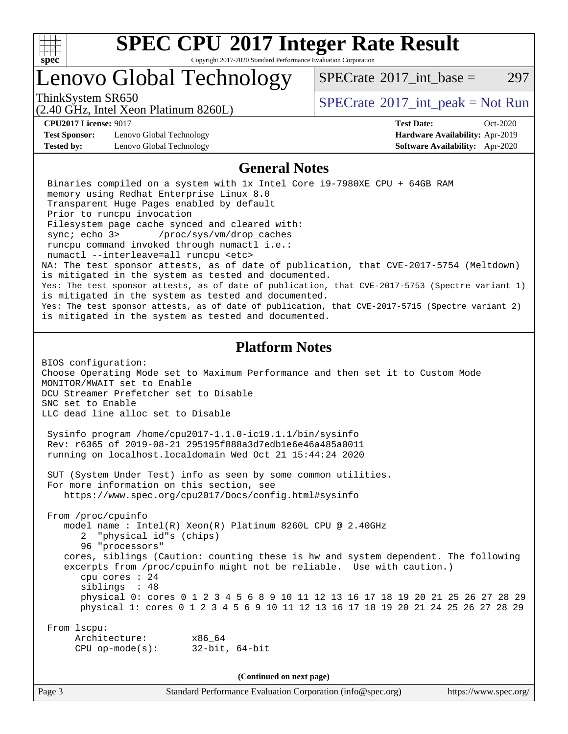# SPEC CPU 2017 Integer Rate Result

Copyright 2017-2020 Standard Performance Evaluation Corporation

## Lenovo Global Technology

ThinkSystem SR650
(2.40 GHz, Intel Xeon Platinum 8260L)

SPECrate 2017_int_base = 297

SPECrate 2017_int_peak = Not Run

**CPU2017 License:** 9017
**Test Sponsor:** Lenovo Global Technology
**Tested by:** Lenovo Global Technology

**Test Date:** Oct-2020
**Hardware Availability:** Apr-2019
**Software Availability:** Apr-2020

## General Notes

```
 Binaries compiled on a system with 1x Intel Core i9-7980XE CPU + 64GB RAM
 memory using Redhat Enterprise Linux 8.0
 Transparent Huge Pages enabled by default
 Prior to runcpu invocation
 Filesystem page cache synced and cleared with:
 sync; echo 3>       /proc/sys/vm/drop_caches
 runcpu command invoked through numactl i.e.:
 numactl --interleave=all runcpu <etc>
NA: The test sponsor attests, as of date of publication, that CVE-2017-5754 (Meltdown)
is mitigated in the system as tested and documented.
Yes: The test sponsor attests, as of date of publication, that CVE-2017-5753 (Spectre variant 1)
is mitigated in the system as tested and documented.
Yes: The test sponsor attests, as of date of publication, that CVE-2017-5715 (Spectre variant 2)
is mitigated in the system as tested and documented.
```

## Platform Notes

```
BIOS configuration:
Choose Operating Mode set to Maximum Performance and then set it to Custom Mode
MONITOR/MWAIT set to Enable
DCU Streamer Prefetcher set to Disable
SNC set to Enable
LLC dead line alloc set to Disable

 Sysinfo program /home/cpu2017-1.1.0-ic19.1.1/bin/sysinfo
 Rev: r6365 of 2019-08-21 295195f888a3d7edb1e6e46a485a0011
 running on localhost.localdomain Wed Oct 21 15:44:24 2020

 SUT (System Under Test) info as seen by some common utilities.
 For more information on this section, see
    https://www.spec.org/cpu2017/Docs/config.html#sysinfo

 From /proc/cpuinfo
    model name : Intel(R) Xeon(R) Platinum 8260L CPU @ 2.40GHz
       2  "physical id"s (chips)
       96 "processors"
    cores, siblings (Caution: counting these is hw and system dependent. The following
    excerpts from /proc/cpuinfo might not be reliable.  Use with caution.)
       cpu cores : 24
       siblings  : 48
       physical 0: cores 0 1 2 3 4 5 6 8 9 10 11 12 13 16 17 18 19 20 21 25 26 27 28 29
       physical 1: cores 0 1 2 3 4 5 6 9 10 11 12 13 16 17 18 19 20 21 24 25 26 27 28 29

 From lscpu:
      Architecture:        x86_64
      CPU op-mode(s):      32-bit, 64-bit
```

(Continued on next page)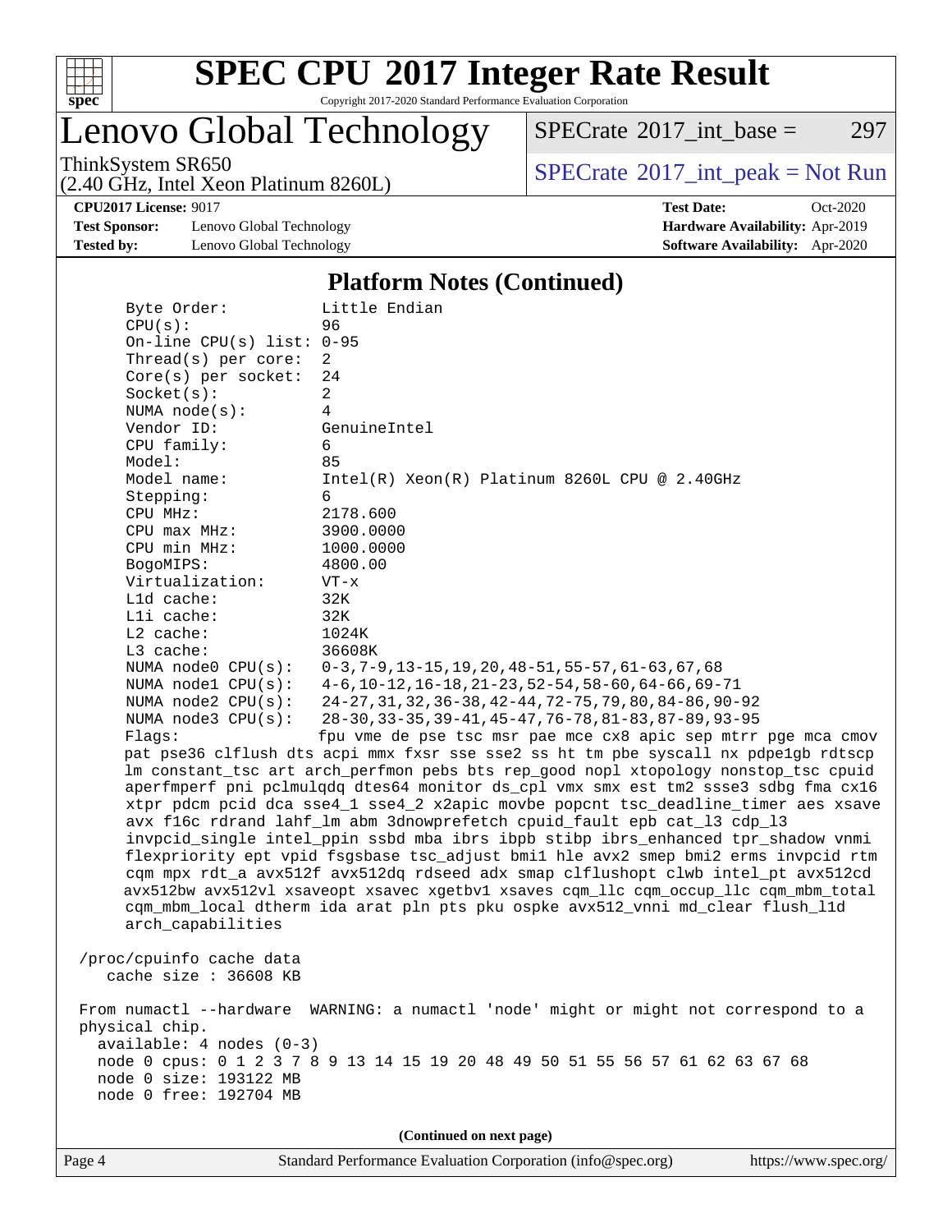# SPEC CPU 2017 Integer Rate Result

Copyright 2017-2020 Standard Performance Evaluation Corporation

## Lenovo Global Technology

ThinkSystem SR650
(2.40 GHz, Intel Xeon Platinum 8260L)

SPECrate 2017_int_base = 297

SPECrate 2017_int_peak = Not Run

**CPU2017 License:** 9017
**Test Sponsor:** Lenovo Global Technology
**Tested by:** Lenovo Global Technology

**Test Date:** Oct-2020
**Hardware Availability:** Apr-2019
**Software Availability:** Apr-2020

### Platform Notes (Continued)

```
    Byte Order:          Little Endian
    CPU(s):              96
    On-line CPU(s) list: 0-95
    Thread(s) per core:  2
    Core(s) per socket:  24
    Socket(s):           2
    NUMA node(s):        4
    Vendor ID:           GenuineIntel
    CPU family:          6
    Model:               85
    Model name:          Intel(R) Xeon(R) Platinum 8260L CPU @ 2.40GHz
    Stepping:            6
    CPU MHz:             2178.600
    CPU max MHz:         3900.0000
    CPU min MHz:         1000.0000
    BogoMIPS:            4800.00
    Virtualization:      VT-x
    L1d cache:           32K
    L1i cache:           32K
    L2 cache:            1024K
    L3 cache:            36608K
    NUMA node0 CPU(s):   0-3,7-9,13-15,19,20,48-51,55-57,61-63,67,68
    NUMA node1 CPU(s):   4-6,10-12,16-18,21-23,52-54,58-60,64-66,69-71
    NUMA node2 CPU(s):   24-27,31,32,36-38,42-44,72-75,79,80,84-86,90-92
    NUMA node3 CPU(s):   28-30,33-35,39-41,45-47,76-78,81-83,87-89,93-95
    Flags:               fpu vme de pse tsc msr pae mce cx8 apic sep mtrr pge mca cmov
    pat pse36 clflush dts acpi mmx fxsr sse sse2 ss ht tm pbe syscall nx pdpe1gb rdtscp
    lm constant_tsc art arch_perfmon pebs bts rep_good nopl xtopology nonstop_tsc cpuid
    aperfmperf pni pclmulqdq dtes64 monitor ds_cpl vmx smx est tm2 ssse3 sdbg fma cx16
    xtpr pdcm pcid dca sse4_1 sse4_2 x2apic movbe popcnt tsc_deadline_timer aes xsave
    avx f16c rdrand lahf_lm abm 3dnowprefetch cpuid_fault epb cat_l3 cdp_l3
    invpcid_single intel_ppin ssbd mba ibrs ibpb stibp ibrs_enhanced tpr_shadow vnmi
    flexpriority ept vpid fsgsbase tsc_adjust bmi1 hle avx2 smep bmi2 erms invpcid rtm
    cqm mpx rdt_a avx512f avx512dq rdseed adx smap clflushopt clwb intel_pt avx512cd
    avx512bw avx512vl xsaveopt xsavec xgetbv1 xsaves cqm_llc cqm_occup_llc cqm_mbm_total
    cqm_mbm_local dtherm ida arat pln pts pku ospke avx512_vnni md_clear flush_l1d
    arch_capabilities

 /proc/cpuinfo cache data
    cache size : 36608 KB

 From numactl --hardware  WARNING: a numactl 'node' might or might not correspond to a
 physical chip.
   available: 4 nodes (0-3)
   node 0 cpus: 0 1 2 3 7 8 9 13 14 15 19 20 48 49 50 51 55 56 57 61 62 63 67 68
   node 0 size: 193122 MB
   node 0 free: 192704 MB
```

(Continued on next page)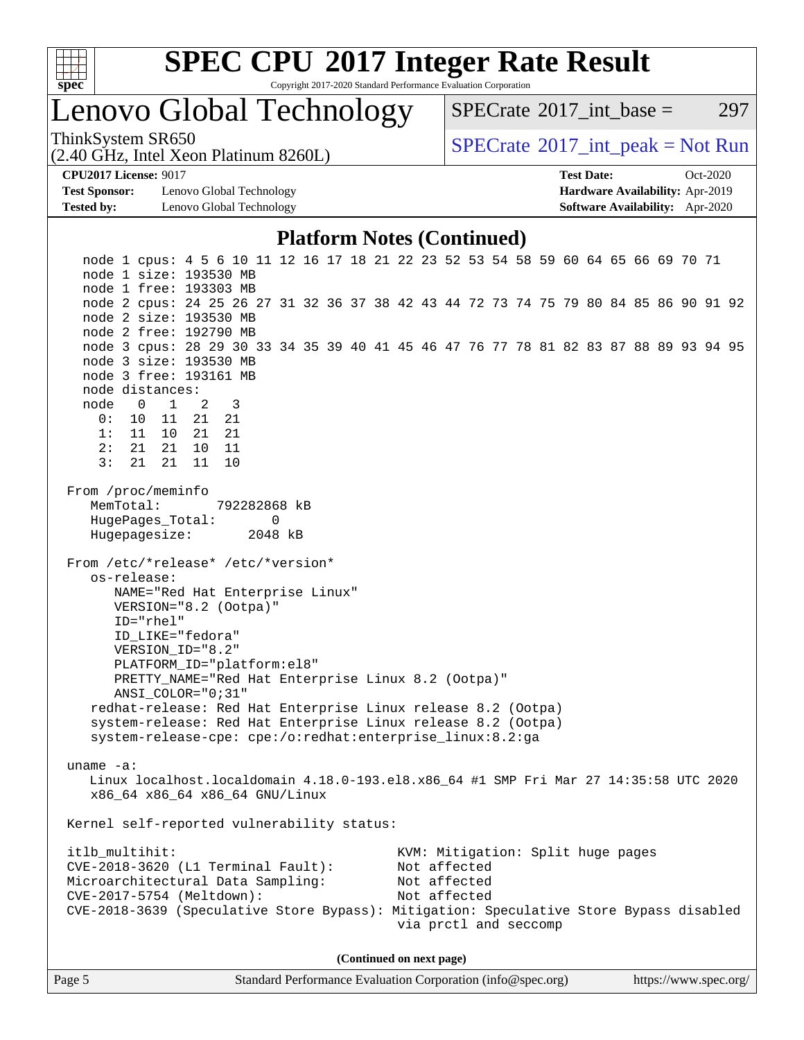## Platform Notes (Continued)

```
  node 1 cpus: 4 5 6 10 11 12 16 17 18 21 22 23 52 53 54 58 59 60 64 65 66 69 70 71
  node 1 size: 193530 MB
  node 1 free: 193303 MB
  node 2 cpus: 24 25 26 27 31 32 36 37 38 42 43 44 72 73 74 75 79 80 84 85 86 90 91 92
  node 2 size: 193530 MB
  node 2 free: 192790 MB
  node 3 cpus: 28 29 30 33 34 35 39 40 41 45 46 47 76 77 78 81 82 83 87 88 89 93 94 95
  node 3 size: 193530 MB
  node 3 free: 193161 MB
  node distances:
  node   0   1   2   3
    0:  10  11  21  21
    1:  11  10  21  21
    2:  21  21  10  11
    3:  21  21  11  10

From /proc/meminfo
   MemTotal:       792282868 kB
   HugePages_Total:       0
   Hugepagesize:       2048 kB

From /etc/*release* /etc/*version*
   os-release:
      NAME="Red Hat Enterprise Linux"
      VERSION="8.2 (Ootpa)"
      ID="rhel"
      ID_LIKE="fedora"
      VERSION_ID="8.2"
      PLATFORM_ID="platform:el8"
      PRETTY_NAME="Red Hat Enterprise Linux 8.2 (Ootpa)"
      ANSI_COLOR="0;31"
   redhat-release: Red Hat Enterprise Linux release 8.2 (Ootpa)
   system-release: Red Hat Enterprise Linux release 8.2 (Ootpa)
   system-release-cpe: cpe:/o:redhat:enterprise_linux:8.2:ga

uname -a:
   Linux localhost.localdomain 4.18.0-193.el8.x86_64 #1 SMP Fri Mar 27 14:35:58 UTC 2020
   x86_64 x86_64 x86_64 GNU/Linux

Kernel self-reported vulnerability status:

itlb_multihit:                             KVM: Mitigation: Split huge pages
CVE-2018-3620 (L1 Terminal Fault):         Not affected
Microarchitectural Data Sampling:          Not affected
CVE-2017-5754 (Meltdown):                  Not affected
CVE-2018-3639 (Speculative Store Bypass): Mitigation: Speculative Store Bypass disabled
                                           via prctl and seccomp
```

**(Continued on next page)**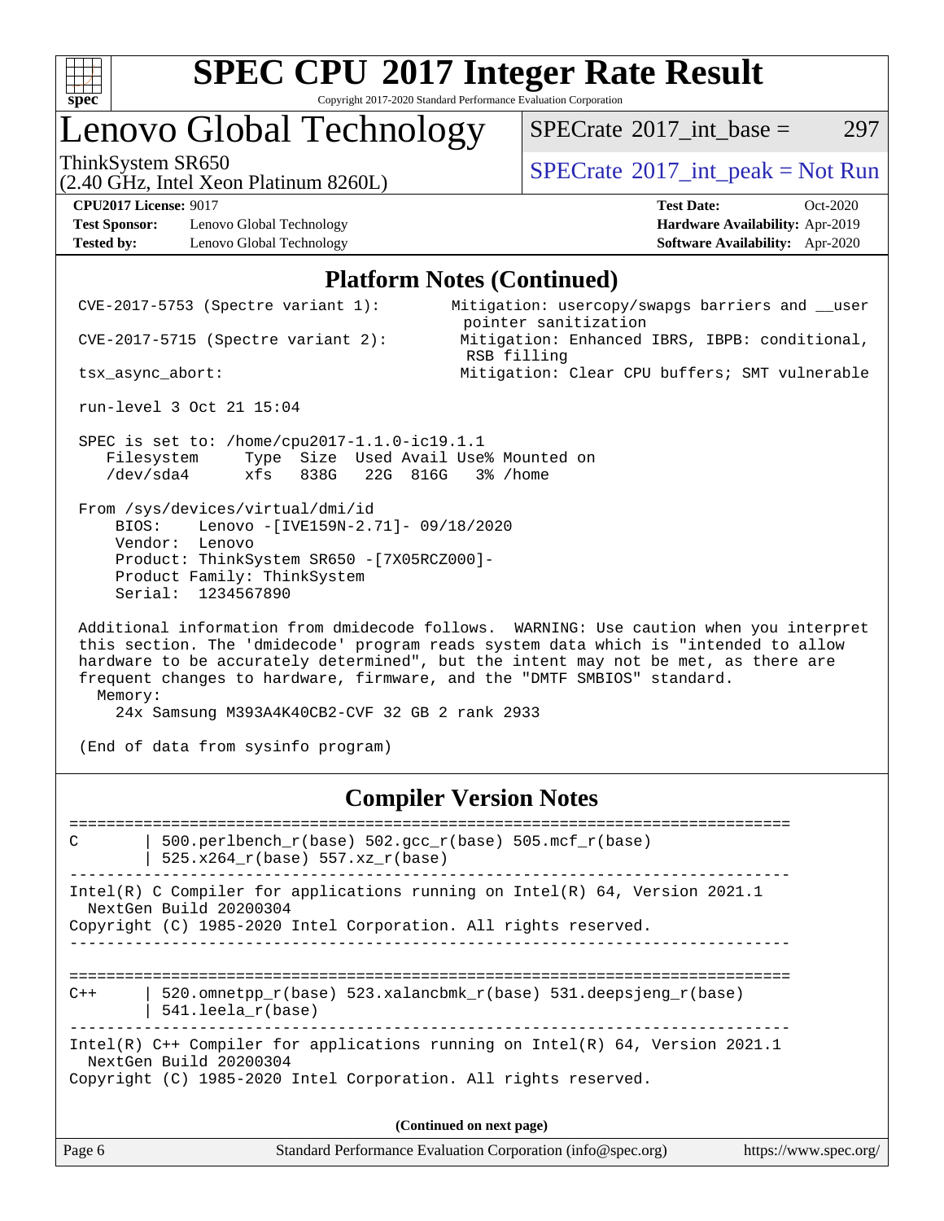# SPEC CPU 2017 Integer Rate Result

Copyright 2017-2020 Standard Performance Evaluation Corporation

## Lenovo Global Technology

ThinkSystem SR650
(2.40 GHz, Intel Xeon Platinum 8260L)

SPECrate 2017_int_base = 297

SPECrate 2017_int_peak = Not Run

**CPU2017 License:** 9017
**Test Sponsor:** Lenovo Global Technology
**Tested by:** Lenovo Global Technology

**Test Date:** Oct-2020
**Hardware Availability:** Apr-2019
**Software Availability:** Apr-2020

## Platform Notes (Continued)

```
CVE-2017-5753 (Spectre variant 1):          Mitigation: usercopy/swapgs barriers and __user
                                             pointer sanitization
CVE-2017-5715 (Spectre variant 2):          Mitigation: Enhanced IBRS, IBPB: conditional,
                                             RSB filling
tsx_async_abort:                            Mitigation: Clear CPU buffers; SMT vulnerable

run-level 3 Oct 21 15:04

SPEC is set to: /home/cpu2017-1.1.0-ic19.1.1
   Filesystem     Type  Size  Used Avail Use% Mounted on
   /dev/sda4      xfs   838G   22G  816G   3% /home

From /sys/devices/virtual/dmi/id
    BIOS:    Lenovo -[IVE159N-2.71]- 09/18/2020
    Vendor:  Lenovo
    Product: ThinkSystem SR650 -[7X05RCZ000]-
    Product Family: ThinkSystem
    Serial:  1234567890

Additional information from dmidecode follows.  WARNING: Use caution when you interpret
this section. The 'dmidecode' program reads system data which is "intended to allow
hardware to be accurately determined", but the intent may not be met, as there are
frequent changes to hardware, firmware, and the "DMTF SMBIOS" standard.
  Memory:
    24x Samsung M393A4K40CB2-CVF 32 GB 2 rank 2933

(End of data from sysinfo program)
```

## Compiler Version Notes

```
==============================================================================
C       | 500.perlbench_r(base) 502.gcc_r(base) 505.mcf_r(base)
        | 525.x264_r(base) 557.xz_r(base)
------------------------------------------------------------------------------
Intel(R) C Compiler for applications running on Intel(R) 64, Version 2021.1
  NextGen Build 20200304
Copyright (C) 1985-2020 Intel Corporation. All rights reserved.
------------------------------------------------------------------------------

==============================================================================
C++     | 520.omnetpp_r(base) 523.xalancbmk_r(base) 531.deepsjeng_r(base)
        | 541.leela_r(base)
------------------------------------------------------------------------------
Intel(R) C++ Compiler for applications running on Intel(R) 64, Version 2021.1
  NextGen Build 20200304
Copyright (C) 1985-2020 Intel Corporation. All rights reserved.
```

(Continued on next page)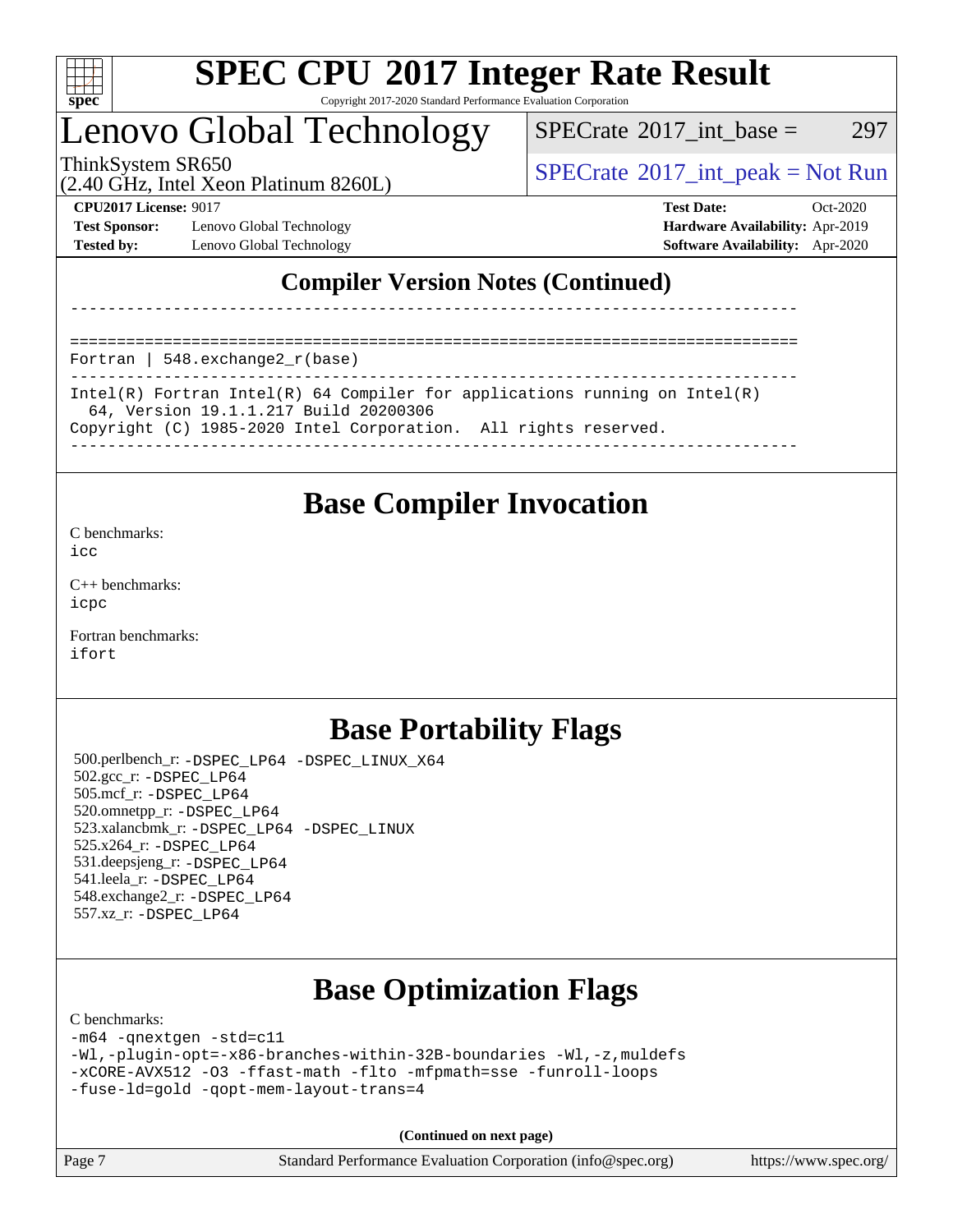## Compiler Version Notes (Continued)

```
------------------------------------------------------------------------------

==============================================================================
Fortran | 548.exchange2_r(base)
------------------------------------------------------------------------------
Intel(R) Fortran Intel(R) 64 Compiler for applications running on Intel(R)
  64, Version 19.1.1.217 Build 20200306
Copyright (C) 1985-2020 Intel Corporation.  All rights reserved.
------------------------------------------------------------------------------
```

## Base Compiler Invocation

C benchmarks:
`icc`

C++ benchmarks:
`icpc`

Fortran benchmarks:
`ifort`

## Base Portability Flags

500.perlbench_r: `-DSPEC_LP64 -DSPEC_LINUX_X64`
502.gcc_r: `-DSPEC_LP64`
505.mcf_r: `-DSPEC_LP64`
520.omnetpp_r: `-DSPEC_LP64`
523.xalancbmk_r: `-DSPEC_LP64 -DSPEC_LINUX`
525.x264_r: `-DSPEC_LP64`
531.deepsjeng_r: `-DSPEC_LP64`
541.leela_r: `-DSPEC_LP64`
548.exchange2_r: `-DSPEC_LP64`
557.xz_r: `-DSPEC_LP64`

## Base Optimization Flags

C benchmarks:

```
-m64 -qnextgen -std=c11
-Wl,-plugin-opt=-x86-branches-within-32B-boundaries -Wl,-z,muldefs
-xCORE-AVX512 -O3 -ffast-math -flto -mfpmath=sse -funroll-loops
-fuse-ld=gold -qopt-mem-layout-trans=4
```

(Continued on next page)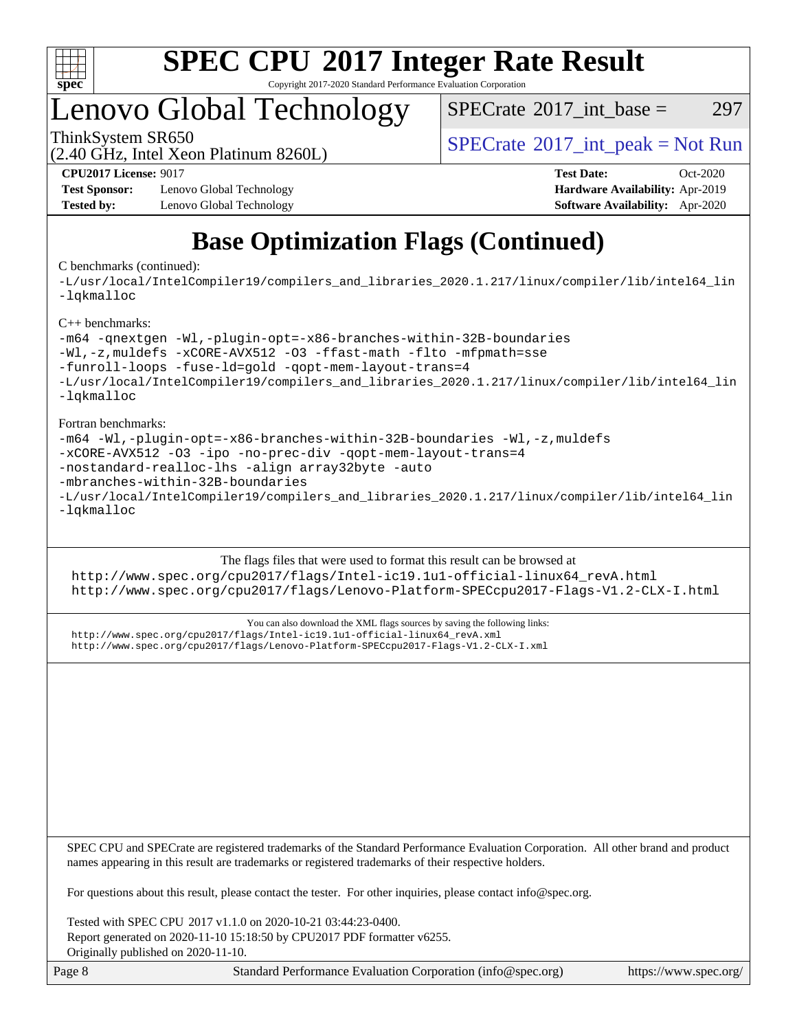# Base Optimization Flags (Continued)

C benchmarks (continued):

```
-L/usr/local/IntelCompiler19/compilers_and_libraries_2020.1.217/linux/compiler/lib/intel64_lin
-lqkmalloc
```

C++ benchmarks:

```
-m64 -qnextgen -Wl,-plugin-opt=-x86-branches-within-32B-boundaries
-Wl,-z,muldefs -xCORE-AVX512 -O3 -ffast-math -flto -mfpmath=sse
-funroll-loops -fuse-ld=gold -qopt-mem-layout-trans=4
-L/usr/local/IntelCompiler19/compilers_and_libraries_2020.1.217/linux/compiler/lib/intel64_lin
-lqkmalloc
```

Fortran benchmarks:

```
-m64 -Wl,-plugin-opt=-x86-branches-within-32B-boundaries -Wl,-z,muldefs
-xCORE-AVX512 -O3 -ipo -no-prec-div -qopt-mem-layout-trans=4
-nostandard-realloc-lhs -align array32byte -auto
-mbranches-within-32B-boundaries
-L/usr/local/IntelCompiler19/compilers_and_libraries_2020.1.217/linux/compiler/lib/intel64_lin
-lqkmalloc
```

The flags files that were used to format this result can be browsed at

http://www.spec.org/cpu2017/flags/Intel-ic19.1u1-official-linux64_revA.html
http://www.spec.org/cpu2017/flags/Lenovo-Platform-SPECcpu2017-Flags-V1.2-CLX-I.html

You can also download the XML flags sources by saving the following links:

http://www.spec.org/cpu2017/flags/Intel-ic19.1u1-official-linux64_revA.xml
http://www.spec.org/cpu2017/flags/Lenovo-Platform-SPECcpu2017-Flags-V1.2-CLX-I.xml

SPEC CPU and SPECrate are registered trademarks of the Standard Performance Evaluation Corporation. All other brand and product names appearing in this result are trademarks or registered trademarks of their respective holders.

For questions about this result, please contact the tester. For other inquiries, please contact info@spec.org.

Tested with SPEC CPU 2017 v1.1.0 on 2020-10-21 03:44:23-0400.
Report generated on 2020-11-10 15:18:50 by CPU2017 PDF formatter v6255.
Originally published on 2020-11-10.